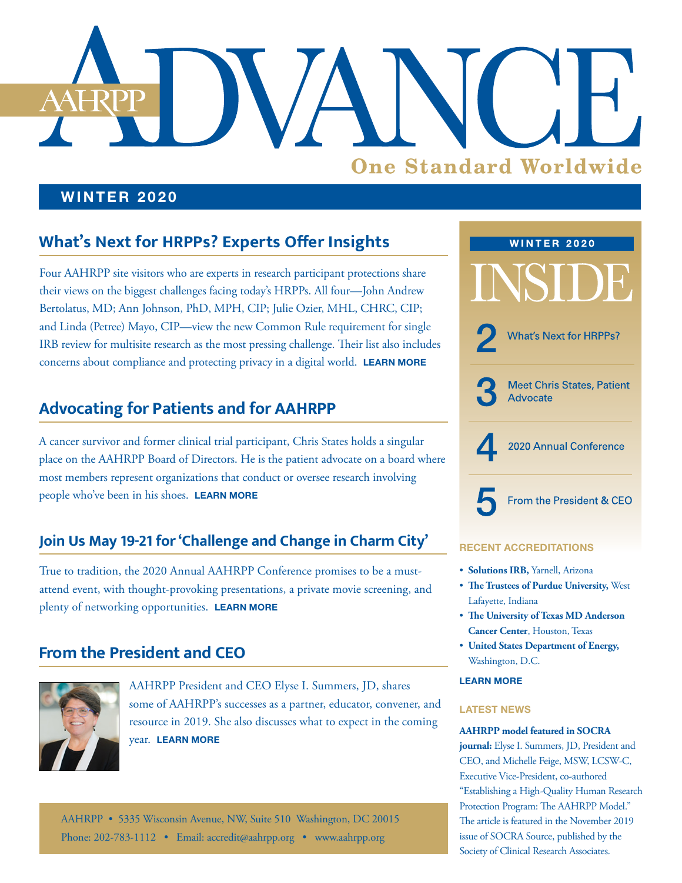# AAHRPP ADVANCE

**One Standard Worldwide**

**WINTER 2020**

## What's Next for HRPPs? Experts Offer Insights

Four AAHRPP site visitors who are experts in research participant protections share their views on the biggest challenges facing today's HRPPs. All four—John Andrew Bertolatus, MD; Ann Johnson, PhD, MPH, CIP; Julie Ozier, MHL, CHRC, CIP; and Linda (Petree) Mayo, CIP—view the new Common Rule requirement for single IRB review for multisite research as the most pressing challenge. Their list also includes concerns about compliance and protecting privacy in a digital world. **LEARN MORE**

## Advocating for Patients and for AAHRPP

A cancer survivor and former clinical trial participant, Chris States holds a singular place on the AAHRPP Board of Directors. He is the patient advocate on a board where most members represent organizations that conduct or oversee research involving people who've been in his shoes. **LEARN MORE**

## Join Us May 19-21 for 'Challenge and Change in Charm City'

True to tradition, the 2020 Annual AAHRPP Conference promises to be a must-attend event, with thought-provoking presentations, a private movie screening, and plenty of networking opportunities. **LEARN MORE**

## From the President and CEO

AAHRPP President and CEO Elyse I. Summers, JD, shares some of AAHRPP's successes as a partner, educator, convener, and resource in 2019. She also discusses what to expect in the coming year. **LEARN MORE**

AAHRPP • 5335 Wisconsin Avenue, NW, Suite 510 Washington, DC 20015
Phone: 202-783-1112 • Email: accredit@aahrpp.org • www.aahrpp.org

---

**WINTER 2020**

# INSIDE

- **2** What's Next for HRPPs?
- **3** Meet Chris States, Patient Advocate
- **4** 2020 Annual Conference
- **5** From the President & CEO

### RECENT ACCREDITATIONS

- **Solutions IRB,** Yarnell, Arizona
- **The Trustees of Purdue University,** West Lafayette, Indiana
- **The University of Texas MD Anderson Cancer Center**, Houston, Texas
- **United States Department of Energy,** Washington, D.C.

**LEARN MORE**

### LATEST NEWS

**AAHRPP model featured in SOCRA journal:** Elyse I. Summers, JD, President and CEO, and Michelle Feige, MSW, LCSW-C, Executive Vice-President, co-authored "Establishing a High-Quality Human Research Protection Program: The AAHRPP Model." The article is featured in the November 2019 issue of SOCRA Source, published by the Society of Clinical Research Associates.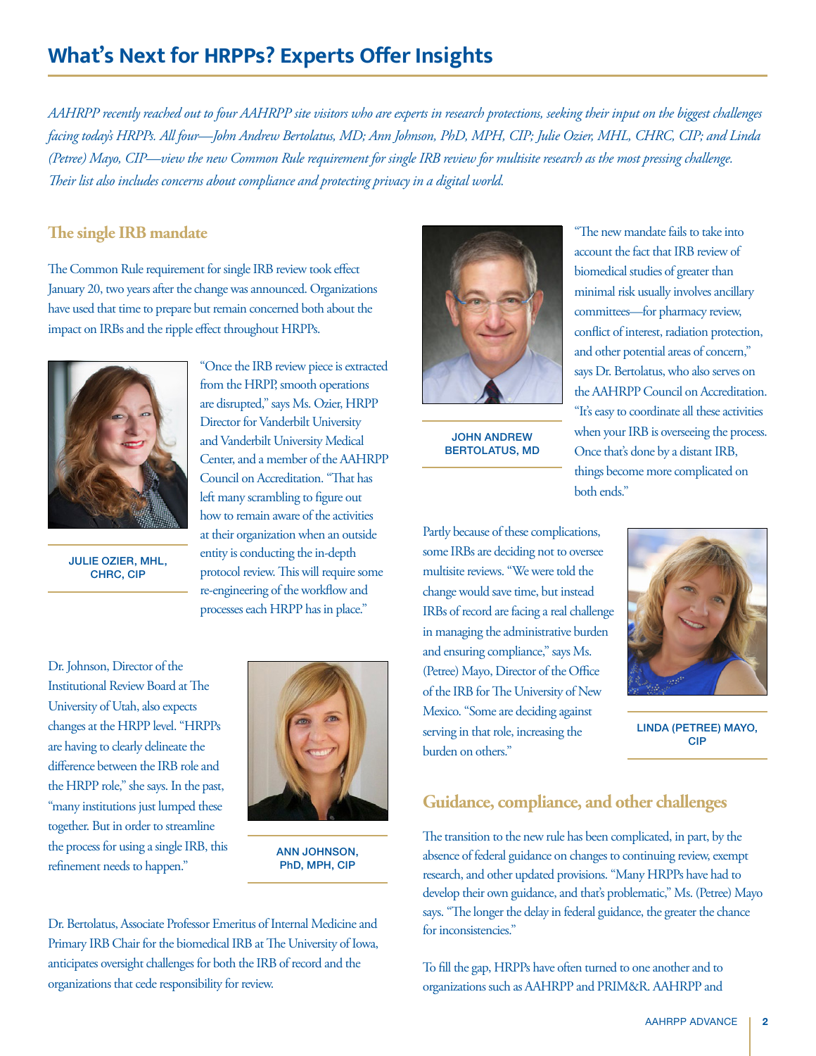# What's Next for HRPPs? Experts Offer Insights

*AAHRPP recently reached out to four AAHRPP site visitors who are experts in research protections, seeking their input on the biggest challenges facing today's HRPPs. All four—John Andrew Bertolatus, MD; Ann Johnson, PhD, MPH, CIP; Julie Ozier, MHL, CHRC, CIP; and Linda (Petree) Mayo, CIP—view the new Common Rule requirement for single IRB review for multisite research as the most pressing challenge. Their list also includes concerns about compliance and protecting privacy in a digital world.*

## The single IRB mandate

The Common Rule requirement for single IRB review took effect January 20, two years after the change was announced. Organizations have used that time to prepare but remain concerned both about the impact on IRBs and the ripple effect throughout HRPPs.

JULIE OZIER, MHL, CHRC, CIP

"Once the IRB review piece is extracted from the HRPP, smooth operations are disrupted," says Ms. Ozier, HRPP Director for Vanderbilt University and Vanderbilt University Medical Center, and a member of the AAHRPP Council on Accreditation. "That has left many scrambling to figure out how to remain aware of the activities at their organization when an outside entity is conducting the in-depth protocol review. This will require some re-engineering of the workflow and processes each HRPP has in place."

Dr. Johnson, Director of the Institutional Review Board at The University of Utah, also expects changes at the HRPP level. "HRPPs are having to clearly delineate the difference between the IRB role and the HRPP role," she says. In the past, "many institutions just lumped these together. But in order to streamline the process for using a single IRB, this refinement needs to happen."

ANN JOHNSON, PhD, MPH, CIP

Dr. Bertolatus, Associate Professor Emeritus of Internal Medicine and Primary IRB Chair for the biomedical IRB at The University of Iowa, anticipates oversight challenges for both the IRB of record and the organizations that cede responsibility for review.

JOHN ANDREW BERTOLATUS, MD

"The new mandate fails to take into account the fact that IRB review of biomedical studies of greater than minimal risk usually involves ancillary committees—for pharmacy review, conflict of interest, radiation protection, and other potential areas of concern," says Dr. Bertolatus, who also serves on the AAHRPP Council on Accreditation. "It's easy to coordinate all these activities when your IRB is overseeing the process. Once that's done by a distant IRB, things become more complicated on both ends."

Partly because of these complications, some IRBs are deciding not to oversee multisite reviews. "We were told the change would save time, but instead IRBs of record are facing a real challenge in managing the administrative burden and ensuring compliance," says Ms. (Petree) Mayo, Director of the Office of the IRB for The University of New Mexico. "Some are deciding against serving in that role, increasing the burden on others."

LINDA (PETREE) MAYO, CIP

## Guidance, compliance, and other challenges

The transition to the new rule has been complicated, in part, by the absence of federal guidance on changes to continuing review, exempt research, and other updated provisions. "Many HRPPs have had to develop their own guidance, and that's problematic," Ms. (Petree) Mayo says. "The longer the delay in federal guidance, the greater the chance for inconsistencies."

To fill the gap, HRPPs have often turned to one another and to organizations such as AAHRPP and PRIM&R. AAHRPP and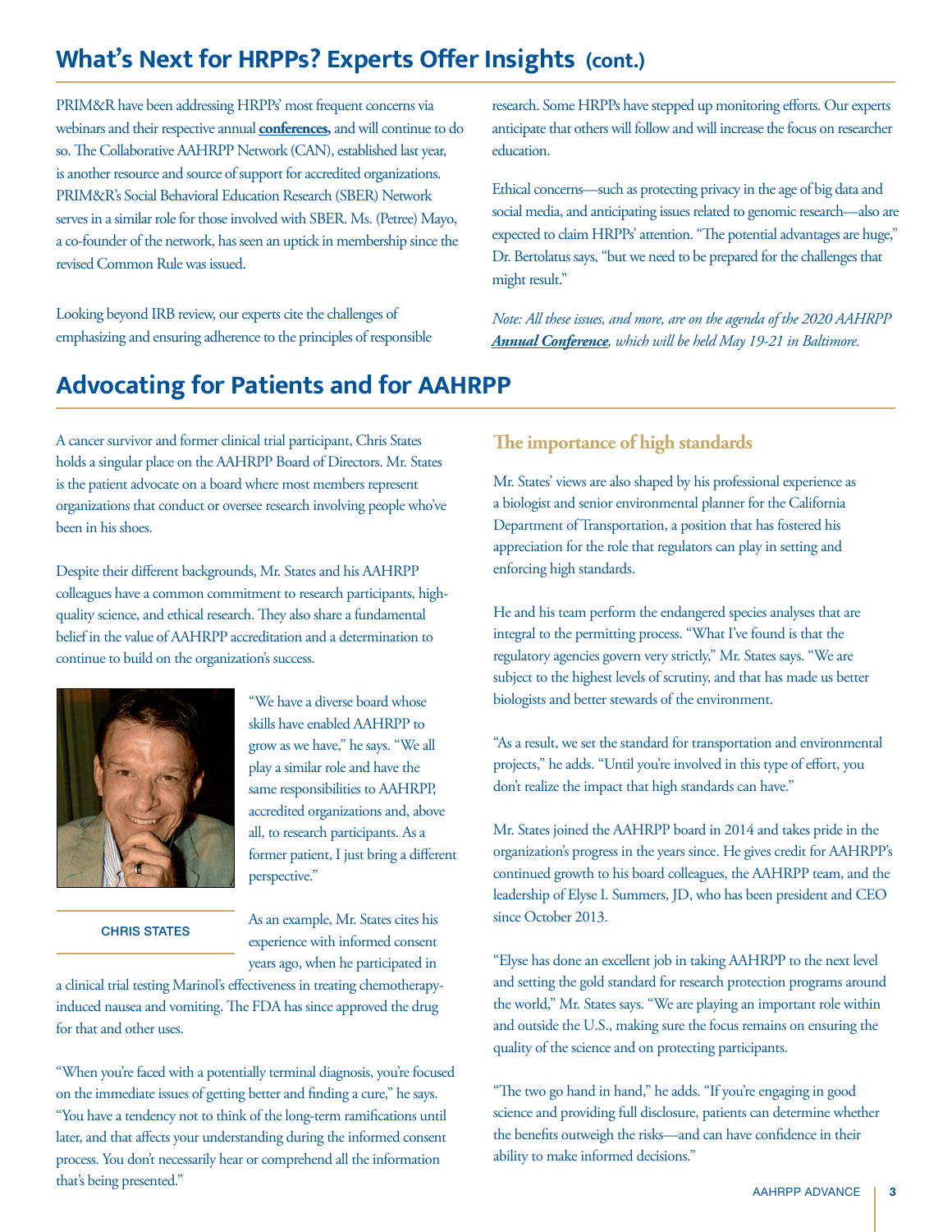## What's Next for HRPPs? Experts Offer Insights (cont.)

PRIM&R have been addressing HRPPs' most frequent concerns via webinars and their respective annual **conferences,** and will continue to do so. The Collaborative AAHRPP Network (CAN), established last year, is another resource and source of support for accredited organizations. PRIM&R's Social Behavioral Education Research (SBER) Network serves in a similar role for those involved with SBER. Ms. (Petree) Mayo, a co-founder of the network, has seen an uptick in membership since the revised Common Rule was issued.

Looking beyond IRB review, our experts cite the challenges of emphasizing and ensuring adherence to the principles of responsible research. Some HRPPs have stepped up monitoring efforts. Our experts anticipate that others will follow and will increase the focus on researcher education.

Ethical concerns—such as protecting privacy in the age of big data and social media, and anticipating issues related to genomic research—also are expected to claim HRPPs' attention. "The potential advantages are huge," Dr. Bertolatus says, "but we need to be prepared for the challenges that might result."

*Note: All these issues, and more, are on the agenda of the 2020 AAHRPP* ***Annual Conference****, which will be held May 19-21 in Baltimore.*

## Advocating for Patients and for AAHRPP

A cancer survivor and former clinical trial participant, Chris States holds a singular place on the AAHRPP Board of Directors. Mr. States is the patient advocate on a board where most members represent organizations that conduct or oversee research involving people who've been in his shoes.

Despite their different backgrounds, Mr. States and his AAHRPP colleagues have a common commitment to research participants, high-quality science, and ethical research. They also share a fundamental belief in the value of AAHRPP accreditation and a determination to continue to build on the organization's success.

CHRIS STATES

"We have a diverse board whose skills have enabled AAHRPP to grow as we have," he says. "We all play a similar role and have the same responsibilities to AAHRPP, accredited organizations and, above all, to research participants. As a former patient, I just bring a different perspective."

As an example, Mr. States cites his experience with informed consent years ago, when he participated in a clinical trial testing Marinol's effectiveness in treating chemotherapy-induced nausea and vomiting. The FDA has since approved the drug for that and other uses.

"When you're faced with a potentially terminal diagnosis, you're focused on the immediate issues of getting better and finding a cure," he says. "You have a tendency not to think of the long-term ramifications until later, and that affects your understanding during the informed consent process. You don't necessarily hear or comprehend all the information that's being presented."

### The importance of high standards

Mr. States' views are also shaped by his professional experience as a biologist and senior environmental planner for the California Department of Transportation, a position that has fostered his appreciation for the role that regulators can play in setting and enforcing high standards.

He and his team perform the endangered species analyses that are integral to the permitting process. "What I've found is that the regulatory agencies govern very strictly," Mr. States says. "We are subject to the highest levels of scrutiny, and that has made us better biologists and better stewards of the environment.

"As a result, we set the standard for transportation and environmental projects," he adds. "Until you're involved in this type of effort, you don't realize the impact that high standards can have."

Mr. States joined the AAHRPP board in 2014 and takes pride in the organization's progress in the years since. He gives credit for AAHRPP's continued growth to his board colleagues, the AAHRPP team, and the leadership of Elyse I. Summers, JD, who has been president and CEO since October 2013.

"Elyse has done an excellent job in taking AAHRPP to the next level and setting the gold standard for research protection programs around the world," Mr. States says. "We are playing an important role within and outside the U.S., making sure the focus remains on ensuring the quality of the science and on protecting participants.

"The two go hand in hand," he adds. "If you're engaging in good science and providing full disclosure, patients can determine whether the benefits outweigh the risks—and can have confidence in their ability to make informed decisions."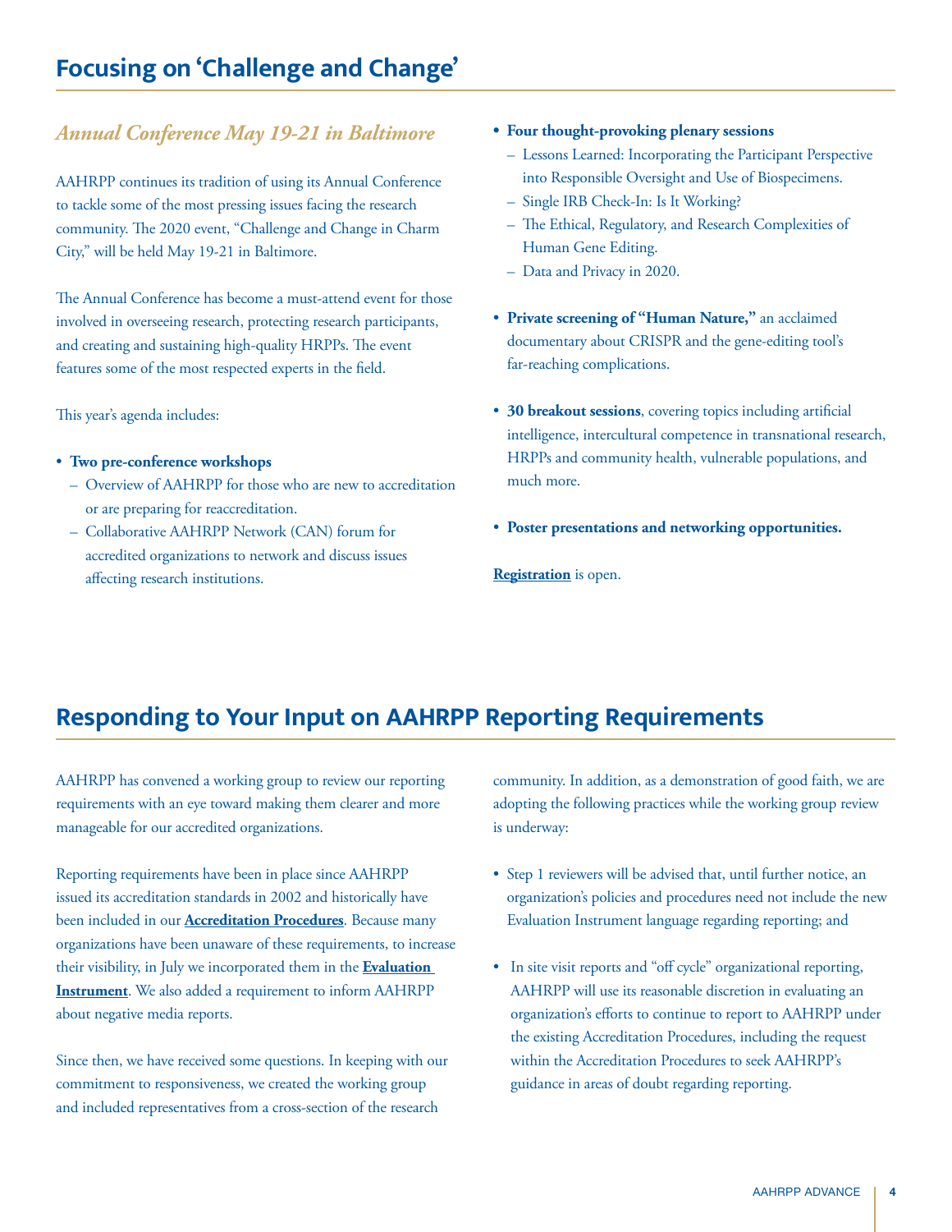## Focusing on 'Challenge and Change'

### *Annual Conference May 19-21 in Baltimore*

AAHRPP continues its tradition of using its Annual Conference to tackle some of the most pressing issues facing the research community. The 2020 event, "Challenge and Change in Charm City," will be held May 19-21 in Baltimore.

The Annual Conference has become a must-attend event for those involved in overseeing research, protecting research participants, and creating and sustaining high-quality HRPPs. The event features some of the most respected experts in the field.

This year's agenda includes:

- **Two pre-conference workshops**
  - Overview of AAHRPP for those who are new to accreditation or are preparing for reaccreditation.
  - Collaborative AAHRPP Network (CAN) forum for accredited organizations to network and discuss issues affecting research institutions.
- **Four thought-provoking plenary sessions**
  - Lessons Learned: Incorporating the Participant Perspective into Responsible Oversight and Use of Biospecimens.
  - Single IRB Check-In: Is It Working?
  - The Ethical, Regulatory, and Research Complexities of Human Gene Editing.
  - Data and Privacy in 2020.
- **Private screening of "Human Nature,"** an acclaimed documentary about CRISPR and the gene-editing tool's far-reaching complications.
- **30 breakout sessions**, covering topics including artificial intelligence, intercultural competence in transnational research, HRPPs and community health, vulnerable populations, and much more.
- **Poster presentations and networking opportunities.**

**Registration** is open.

## Responding to Your Input on AAHRPP Reporting Requirements

AAHRPP has convened a working group to review our reporting requirements with an eye toward making them clearer and more manageable for our accredited organizations.

Reporting requirements have been in place since AAHRPP issued its accreditation standards in 2002 and historically have been included in our **Accreditation Procedures**. Because many organizations have been unaware of these requirements, to increase their visibility, in July we incorporated them in the **Evaluation Instrument**. We also added a requirement to inform AAHRPP about negative media reports.

Since then, we have received some questions. In keeping with our commitment to responsiveness, we created the working group and included representatives from a cross-section of the research community. In addition, as a demonstration of good faith, we are adopting the following practices while the working group review is underway:

- Step 1 reviewers will be advised that, until further notice, an organization's policies and procedures need not include the new Evaluation Instrument language regarding reporting; and
- In site visit reports and "off cycle" organizational reporting, AAHRPP will use its reasonable discretion in evaluating an organization's efforts to continue to report to AAHRPP under the existing Accreditation Procedures, including the request within the Accreditation Procedures to seek AAHRPP's guidance in areas of doubt regarding reporting.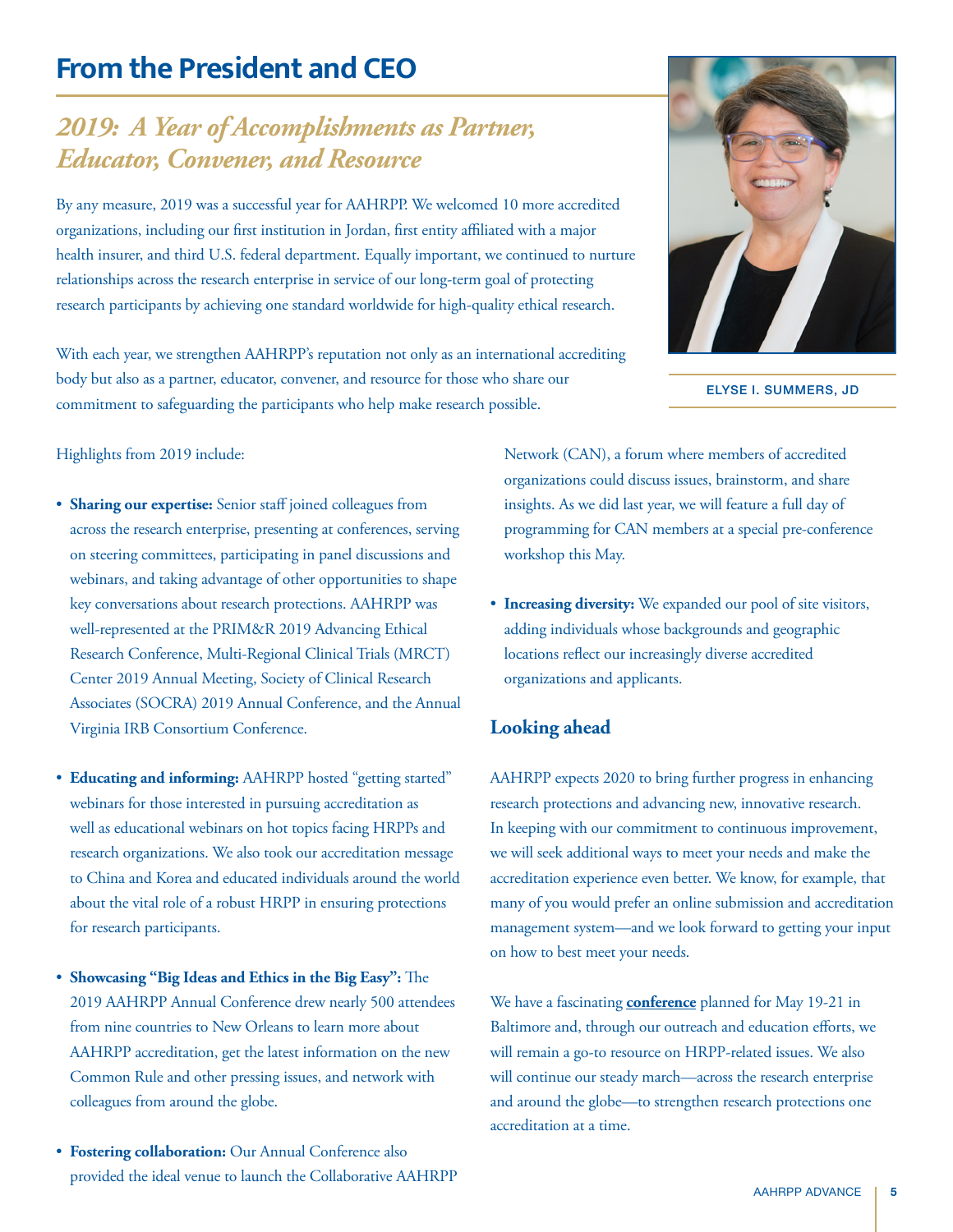# From the President and CEO

## *2019: A Year of Accomplishments as Partner, Educator, Convener, and Resource*

By any measure, 2019 was a successful year for AAHRPP. We welcomed 10 more accredited organizations, including our first institution in Jordan, first entity affiliated with a major health insurer, and third U.S. federal department. Equally important, we continued to nurture relationships across the research enterprise in service of our long-term goal of protecting research participants by achieving one standard worldwide for high-quality ethical research.

With each year, we strengthen AAHRPP's reputation not only as an international accrediting body but also as a partner, educator, convener, and resource for those who share our commitment to safeguarding the participants who help make research possible.

ELYSE I. SUMMERS, JD

Highlights from 2019 include:

- **Sharing our expertise:** Senior staff joined colleagues from across the research enterprise, presenting at conferences, serving on steering committees, participating in panel discussions and webinars, and taking advantage of other opportunities to shape key conversations about research protections. AAHRPP was well-represented at the PRIM&R 2019 Advancing Ethical Research Conference, Multi-Regional Clinical Trials (MRCT) Center 2019 Annual Meeting, Society of Clinical Research Associates (SOCRA) 2019 Annual Conference, and the Annual Virginia IRB Consortium Conference.

- **Educating and informing:** AAHRPP hosted "getting started" webinars for those interested in pursuing accreditation as well as educational webinars on hot topics facing HRPPs and research organizations. We also took our accreditation message to China and Korea and educated individuals around the world about the vital role of a robust HRPP in ensuring protections for research participants.

- **Showcasing "Big Ideas and Ethics in the Big Easy":** The 2019 AAHRPP Annual Conference drew nearly 500 attendees from nine countries to New Orleans to learn more about AAHRPP accreditation, get the latest information on the new Common Rule and other pressing issues, and network with colleagues from around the globe.

- **Fostering collaboration:** Our Annual Conference also provided the ideal venue to launch the Collaborative AAHRPP Network (CAN), a forum where members of accredited organizations could discuss issues, brainstorm, and share insights. As we did last year, we will feature a full day of programming for CAN members at a special pre-conference workshop this May.

- **Increasing diversity:** We expanded our pool of site visitors, adding individuals whose backgrounds and geographic locations reflect our increasingly diverse accredited organizations and applicants.

### Looking ahead

AAHRPP expects 2020 to bring further progress in enhancing research protections and advancing new, innovative research. In keeping with our commitment to continuous improvement, we will seek additional ways to meet your needs and make the accreditation experience even better. We know, for example, that many of you would prefer an online submission and accreditation management system—and we look forward to getting your input on how to best meet your needs.

We have a fascinating **conference** planned for May 19-21 in Baltimore and, through our outreach and education efforts, we will remain a go-to resource on HRPP-related issues. We also will continue our steady march—across the research enterprise and around the globe—to strengthen research protections one accreditation at a time.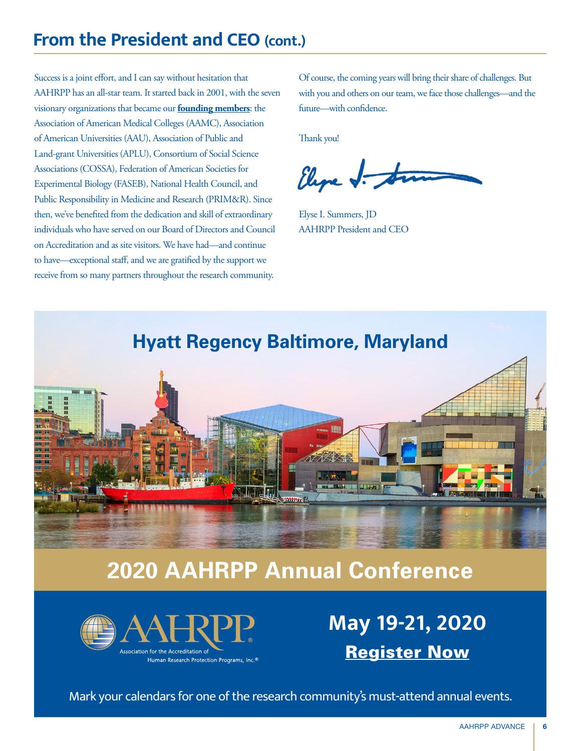## From the President and CEO (cont.)

Success is a joint effort, and I can say without hesitation that AAHRPP has an all-star team. It started back in 2001, with the seven visionary organizations that became our **founding members**: the Association of American Medical Colleges (AAMC), Association of American Universities (AAU), Association of Public and Land-grant Universities (APLU), Consortium of Social Science Associations (COSSA), Federation of American Societies for Experimental Biology (FASEB), National Health Council, and Public Responsibility in Medicine and Research (PRIM&R). Since then, we've benefited from the dedication and skill of extraordinary individuals who have served on our Board of Directors and Council on Accreditation and as site visitors. We have had—and continue to have—exceptional staff, and we are gratified by the support we receive from so many partners throughout the research community.

Of course, the coming years will bring their share of challenges. But with you and others on our team, we face those challenges—and the future—with confidence.

Thank you!

Elyse I. Summers, JD
AAHRPP President and CEO

**Hyatt Regency Baltimore, Maryland**

**2020 AAHRPP Annual Conference**

AAHRPP
Association for the Accreditation of Human Research Protection Programs, Inc.®

**May 19-21, 2020**

**Register Now**

Mark your calendars for one of the research community's must-attend annual events.